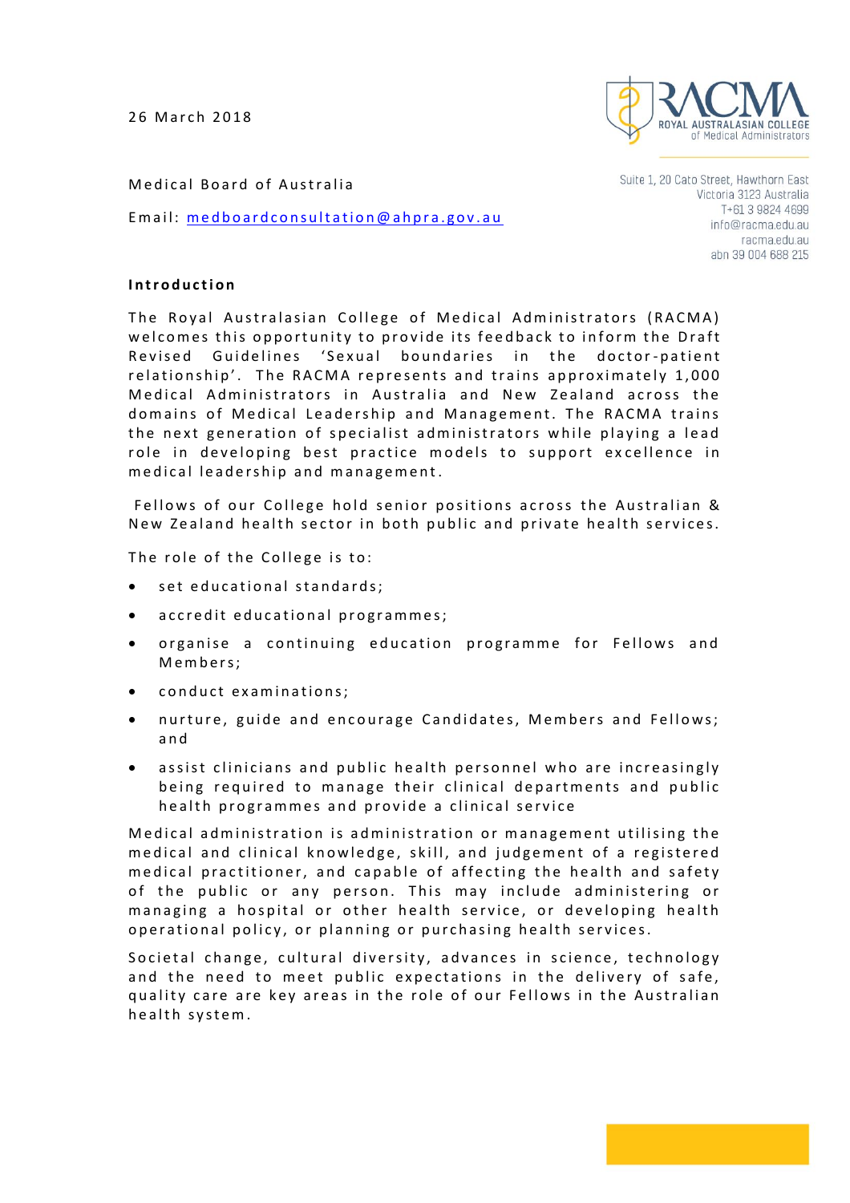26 March 2018

Suite 1, 20 Cato Street, Hawthorn East
Victoria 3123 Australia
T+61 3 9824 4699
info@racma.edu.au
racma.edu.au
abn 39 004 688 215

Medical Board of Australia

Email: medboardconsultation@ahpra.gov.au

**Introduction**

The Royal Australasian College of Medical Administrators (RACMA) welcomes this opportunity to provide its feedback to inform the Draft Revised Guidelines 'Sexual boundaries in the doctor-patient relationship'. The RACMA represents and trains approximately 1,000 Medical Administrators in Australia and New Zealand across the domains of Medical Leadership and Management. The RACMA trains the next generation of specialist administrators while playing a lead role in developing best practice models to support excellence in medical leadership and management.

Fellows of our College hold senior positions across the Australian & New Zealand health sector in both public and private health services.

The role of the College is to:

- set educational standards;
- accredit educational programmes;
- organise a continuing education programme for Fellows and Members;
- conduct examinations;
- nurture, guide and encourage Candidates, Members and Fellows; and
- assist clinicians and public health personnel who are increasingly being required to manage their clinical departments and public health programmes and provide a clinical service

Medical administration is administration or management utilising the medical and clinical knowledge, skill, and judgement of a registered medical practitioner, and capable of affecting the health and safety of the public or any person. This may include administering or managing a hospital or other health service, or developing health operational policy, or planning or purchasing health services.

Societal change, cultural diversity, advances in science, technology and the need to meet public expectations in the delivery of safe, quality care are key areas in the role of our Fellows in the Australian health system.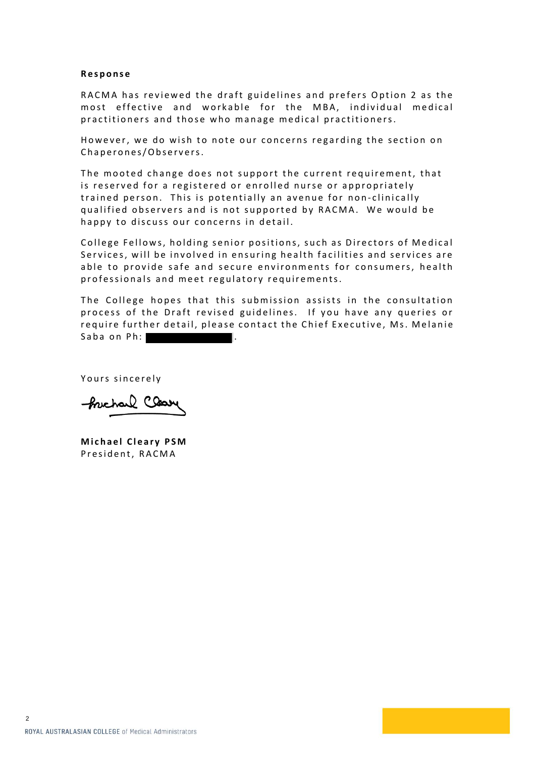**Response**

RACMA has reviewed the draft guidelines and prefers Option 2 as the most effective and workable for the MBA, individual medical practitioners and those who manage medical practitioners.

However, we do wish to note our concerns regarding the section on Chaperones/Observers.

The mooted change does not support the current requirement, that is reserved for a registered or enrolled nurse or appropriately trained person. This is potentially an avenue for non-clinically qualified observers and is not supported by RACMA. We would be happy to discuss our concerns in detail.

College Fellows, holding senior positions, such as Directors of Medical Services, will be involved in ensuring health facilities and services are able to provide safe and secure environments for consumers, health professionals and meet regulatory requirements.

The College hopes that this submission assists in the consultation process of the Draft revised guidelines. If you have any queries or require further detail, please contact the Chief Executive, Ms. Melanie Saba on Ph: [redacted].

Yours sincerely

**Michael Cleary PSM**
President, RACMA